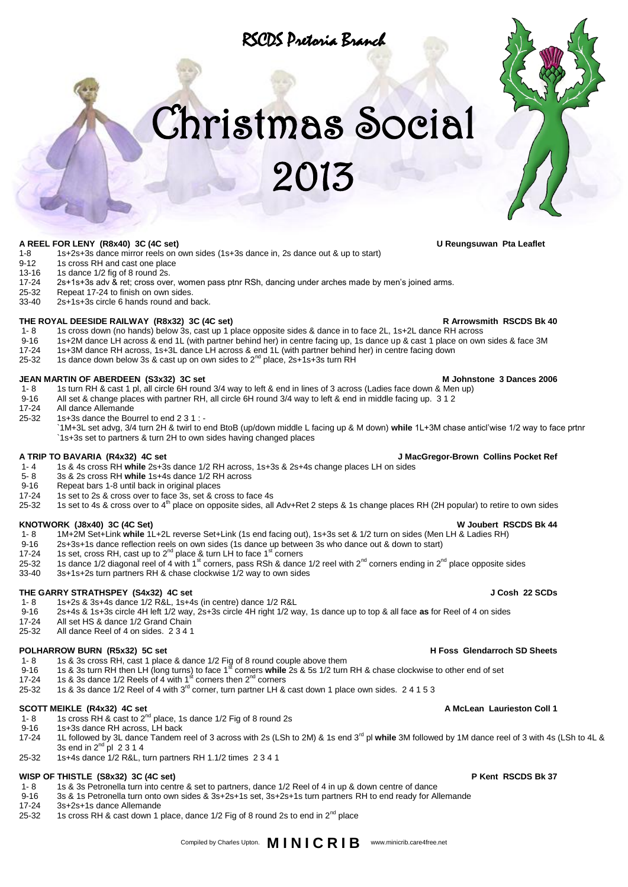RSCDS Pretoria Branch

# Christmas Social 2013

### A REEL FOR LENY (R8x40) 3C (4C set) — U Reungsuwan Pta Leaflet

- 1-8 1s+2s+3s dance mirror reels on own sides (1s+3s dance in, 2s dance out & up to start)
- 9-12 1s cross RH and cast one place
- 13-16 1s dance 1/2 fig of 8 round 2s.
- 17-24 2s+1s+3s adv & ret; cross over, women pass ptnr RSh, dancing under arches made by men's joined arms.
- 25-32 Repeat 17-24 to finish on own sides.
- 33-40 2s+1s+3s circle 6 hands round and back.

### THE ROYAL DEESIDE RAILWAY (R8x32) 3C (4C set) — R Arrowsmith RSCDS Bk 40

- 1- 8 1s cross down (no hands) below 3s, cast up 1 place opposite sides & dance in to face 2L, 1s+2L dance RH across
- 9-16 1s+2M dance LH across & end 1L (with partner behind her) in centre facing up, 1s dance up & cast 1 place on own sides & face 3M
- 17-24 1s+3M dance RH across, 1s+3L dance LH across & end 1L (with partner behind her) in centre facing down
- 25-32 1s dance down below 3s & cast up on own sides to 2nd place, 2s+1s+3s turn RH

### JEAN MARTIN OF ABERDEEN (S3x32) 3C set — M Johnstone 3 Dances 2006

- 1- 8 1s turn RH & cast 1 pl, all circle 6H round 3/4 way to left & end in lines of 3 across (Ladies face down & Men up)
- 9-16 All set & change places with partner RH, all circle 6H round 3/4 way to left & end in middle facing up. 3 1 2
- 17-24 All dance Allemande
- 25-32 1s+3s dance the Bourrel to end 2 3 1 : -
  `1M+3L set advg, 3/4 turn 2H & twirl to end BtoB (up/down middle L facing up & M down) **while** 1L+3M chase anticl'wise 1/2 way to face prtnr
  `1s+3s set to partners & turn 2H to own sides having changed places

### A TRIP TO BAVARIA (R4x32) 4C set — J MacGregor-Brown Collins Pocket Ref

- 1- 4 1s & 4s cross RH **while** 2s+3s dance 1/2 RH across, 1s+3s & 2s+4s change places LH on sides
- 5- 8 3s & 2s cross RH **while** 1s+4s dance 1/2 RH across
- 9-16 Repeat bars 1-8 until back in original places
- 17-24 1s set to 2s & cross over to face 3s, set & cross to face 4s
- 25-32 1s set to 4s & cross over to 4th place on opposite sides, all Adv+Ret 2 steps & 1s change places RH (2H popular) to retire to own sides

### KNOTWORK (J8x40) 3C (4C Set) — W Joubert RSCDS Bk 44

- 1- 8 1M+2M Set+Link **while** 1L+2L reverse Set+Link (1s end facing out), 1s+3s set & 1/2 turn on sides (Men LH & Ladies RH)
- 9-16 2s+3s+1s dance reflection reels on own sides (1s dance up between 3s who dance out & down to start)
- 17-24 1s set, cross RH, cast up to 2nd place & turn LH to face 1st corners
- 25-32 1s dance 1/2 diagonal reel of 4 with 1st corners, pass RSh & dance 1/2 reel with 2nd corners ending in 2nd place opposite sides
- 33-40 3s+1s+2s turn partners RH & chase clockwise 1/2 way to own sides

### THE GARRY STRATHSPEY (S4x32) 4C set — J Cosh 22 SCDs

- 1- 8 1s+2s & 3s+4s dance 1/2 R&L, 1s+4s (in centre) dance 1/2 R&L
- 9-16 2s+4s & 1s+3s circle 4H left 1/2 way, 2s+3s circle 4H right 1/2 way, 1s dance up to top & all face **as** for Reel of 4 on sides
- 17-24 All set HS & dance 1/2 Grand Chain
- 25-32 All dance Reel of 4 on sides. 2 3 4 1

### POLHARROW BURN (R5x32) 5C set — H Foss Glendarroch SD Sheets

- 1- 8 1s & 3s cross RH, cast 1 place & dance 1/2 Fig of 8 round couple above them
- 9-16 1s & 3s turn RH then LH (long turns) to face 1st corners **while** 2s & 5s 1/2 turn RH & chase clockwise to other end of set
- 17-24 1s & 3s dance 1/2 Reels of 4 with 1st corners then 2nd corners
- 25-32 1s & 3s dance 1/2 Reel of 4 with 3rd corner, turn partner LH & cast down 1 place own sides. 2 4 1 5 3

### SCOTT MEIKLE (R4x32) 4C set — A McLean Laurieston Coll 1

- 1- 8 1s cross RH & cast to 2nd place, 1s dance 1/2 Fig of 8 round 2s
- 9-16 1s+3s dance RH across, LH back
- 17-24 1L followed by 3L dance Tandem reel of 3 across with 2s (LSh to 2M) & 1s end 3rd pl **while** 3M followed by 1M dance reel of 3 with 4s (LSh to 4L & 3s end in 2nd pl 2 3 1 4
- 25-32 1s+4s dance 1/2 R&L, turn partners RH 1.1/2 times 2 3 4 1

### WISP OF THISTLE (S8x32) 3C (4C set) — P Kent RSCDS Bk 37

- 1- 8 1s & 3s Petronella turn into centre & set to partners, dance 1/2 Reel of 4 in up & down centre of dance
- 9-16 3s & 1s Petronella turn onto own sides & 3s+2s+1s set, 3s+2s+1s turn partners RH to end ready for Allemande
- 17-24 3s+2s+1s dance Allemande
- 25-32 1s cross RH & cast down 1 place, dance 1/2 Fig of 8 round 2s to end in 2nd place

Compiled by Charles Upton. **MINICRIB** www.minicrib.care4free.net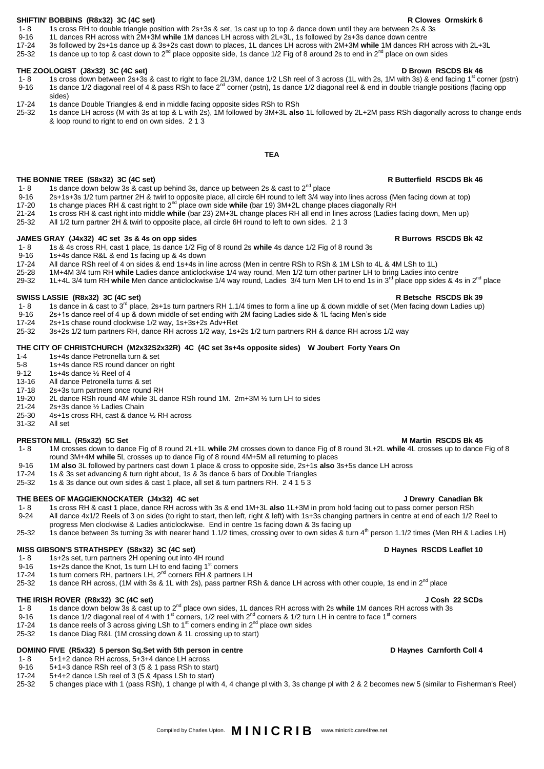**SHIFTIN' BOBBINS (R8x32) 3C (4C set)** **R Clowes Ormskirk 6**

- 1- 8 1s cross RH to double triangle position with 2s+3s & set, 1s cast up to top & dance down until they are between 2s & 3s
- 9-16 1L dances RH across with 2M+3M **while** 1M dances LH across with 2L+3L, 1s followed by 2s+3s dance down centre
- 17-24 3s followed by 2s+1s dance up & 3s+2s cast down to places, 1L dances LH across with 2M+3M **while** 1M dances RH across with 2L+3L
- 25-32 1s dance up to top & cast down to 2nd place opposite side, 1s dance 1/2 Fig of 8 around 2s to end in 2nd place on own sides

**THE ZOOLOGIST (J8x32) 3C (4C set)** **D Brown RSCDS Bk 46**

- 1- 8 1s cross down between 2s+3s & cast to right to face 2L/3M, dance 1/2 LSh reel of 3 across (1L with 2s, 1M with 3s) & end facing 1st corner (pstn)
- 9-16 1s dance 1/2 diagonal reel of 4 & pass RSh to face 2nd corner (pstn), 1s dance 1/2 diagonal reel & end in double triangle positions (facing opp sides)
- 17-24 1s dance Double Triangles & end in middle facing opposite sides RSh to RSh
- 25-32 1s dance LH across (M with 3s at top & L with 2s), 1M followed by 3M+3L **also** 1L followed by 2L+2M pass RSh diagonally across to change ends & loop round to right to end on own sides. 2 1 3

**TEA**

**THE BONNIE TREE (S8x32) 3C (4C set)** **R Butterfield RSCDS Bk 46**

- 1- 8 1s dance down below 3s & cast up behind 3s, dance up between 2s & cast to 2nd place
- 9-16 2s+1s+3s 1/2 turn partner 2H & twirl to opposite place, all circle 6H round to left 3/4 way into lines across (Men facing down at top)
- 17-20 1s change places RH & cast right to 2nd place own side **while** (bar 19) 3M+2L change places diagonally RH
- 21-24 1s cross RH & cast right into middle **while** (bar 23) 2M+3L change places RH all end in lines across (Ladies facing down, Men up)
- 25-32 All 1/2 turn partner 2H & twirl to opposite place, all circle 6H round to left to own sides. 2 1 3

**JAMES GRAY (J4x32) 4C set 3s & 4s on opp sides** **R Burrows RSCDS Bk 42**

- 1- 8 1s & 4s cross RH, cast 1 place, 1s dance 1/2 Fig of 8 round 2s **while** 4s dance 1/2 Fig of 8 round 3s
- 9-16 1s+4s dance R&L & end 1s facing up & 4s down
- 17-24 All dance RSh reel of 4 on sides & end 1s+4s in line across (Men in centre RSh to RSh & 1M LSh to 4L & 4M LSh to 1L)
- 25-28 1M+4M 3/4 turn RH **while** Ladies dance anticlockwise 1/4 way round, Men 1/2 turn other partner LH to bring Ladies into centre
- 29-32 1L+4L 3/4 turn RH **while** Men dance anticlockwise 1/4 way round, Ladies 3/4 turn Men LH to end 1s in 3rd place opp sides & 4s in 2nd place

**SWISS LASSIE (R8x32) 3C (4C set)** **R Betsche RSCDS Bk 39**

- 1- 8 1s dance in & cast to 3rd place, 2s+1s turn partners RH 1.1/4 times to form a line up & down middle of set (Men facing down Ladies up)
- 9-16 2s+1s dance reel of 4 up & down middle of set ending with 2M facing Ladies side & 1L facing Men's side
- 17-24 2s+1s chase round clockwise 1/2 way, 1s+3s+2s Adv+Ret
- 25-32 3s+2s 1/2 turn partners RH, dance RH across 1/2 way, 1s+2s 1/2 turn partners RH & dance RH across 1/2 way

**THE CITY OF CHRISTCHURCH (M2x32S2x32R) 4C (4C set 3s+4s opposite sides) W Joubert Forty Years On**

- 1-4 1s+4s dance Petronella turn & set
- 5-8 1s+4s dance RS round dancer on right
- 9-12 1s+4s dance ½ Reel of 4
- 13-16 All dance Petronella turns & set
- 17-18 2s+3s turn partners once round RH
- 19-20 2L dance RSh round 4M while 3L dance RSh round 1M. 2m+3M ½ turn LH to sides
- 21-24 2s+3s dance ½ Ladies Chain
- 25-30 4s+1s cross RH, cast & dance ½ RH across
- 31-32 All set

**PRESTON MILL (R5x32) 5C Set** **M Martin RSCDS Bk 45**

- 1- 8 1M crosses down to dance Fig of 8 round 2L+1L **while** 2M crosses down to dance Fig of 8 round 3L+2L **while** 4L crosses up to dance Fig of 8 round 3M+4M **while** 5L crosses up to dance Fig of 8 round 4M+5M all returning to places
- 9-16 1M **also** 3L followed by partners cast down 1 place & cross to opposite side, 2s+1s **also** 3s+5s dance LH across
- 17-24 1s & 3s set advancing & turn right about, 1s & 3s dance 6 bars of Double Triangles
- 25-32 1s & 3s dance out own sides & cast 1 place, all set & turn partners RH. 2 4 1 5 3

**THE BEES OF MAGGIEKNOCKATER (J4x32) 4C set** **J Drewry Canadian Bk**

- 1- 8 1s cross RH & cast 1 place, dance RH across with 3s & end 1M+3L **also** 1L+3M in prom hold facing out to pass corner person RSh
- 9-24 All dance 4x1/2 Reels of 3 on sides (to right to start, then left, right & left) with 1s+3s changing partners in centre at end of each 1/2 Reel to progress Men clockwise & Ladies anticlockwise. End in centre 1s facing down & 3s facing up
- 25-32 1s dance between 3s turning 3s with nearer hand 1.1/2 times, crossing over to own sides & turn 4th person 1.1/2 times (Men RH & Ladies LH)

**MISS GIBSON'S STRATHSPEY (S8x32) 3C (4C set)** **D Haynes RSCDS Leaflet 10**

- 1- 8 1s+2s set, turn partners 2H opening out into 4H round
- 9-16 1s+2s dance the Knot, 1s turn LH to end facing 1st corners
- 17-24 1s turn corners RH, partners LH, 2nd corners RH & partners LH
- 25-32 1s dance RH across, (1M with 3s & 1L with 2s), pass partner RSh & dance LH across with other couple, 1s end in 2nd place

**THE IRISH ROVER (R8x32) 3C (4C set)** **J Cosh 22 SCDs**

- 1- 8 1s dance down below 3s & cast up to 2nd place own sides, 1L dances RH across with 2s **while** 1M dances RH across with 3s
- 9-16 1s dance 1/2 diagonal reel of 4 with 1st corners, 1/2 reel with 2nd corners & 1/2 turn LH in centre to face 1st corners
- 17-24 1s dance reels of 3 across giving LSh to 1st corners ending in 2nd place own sides
- 25-32 1s dance Diag R&L (1M crossing down & 1L crossing up to start)

**DOMINO FIVE (R5x32) 5 person Sq.Set with 5th person in centre** **D Haynes Carnforth Coll 4**

- 1- 8 5+1+2 dance RH across, 5+3+4 dance LH across
- 9-16 5+1+3 dance RSh reel of 3 (5 & 1 pass RSh to start)
- 17-24 5+4+2 dance LSh reel of 3 (5 & 4pass LSh to start)
- 25-32 5 changes place with 1 (pass RSh), 1 change pl with 4, 4 change pl with 3, 3s change pl with 2 & 2 becomes new 5 (similar to Fisherman's Reel)

Compiled by Charles Upton. **MINICRIB** www.minicrib.care4free.net